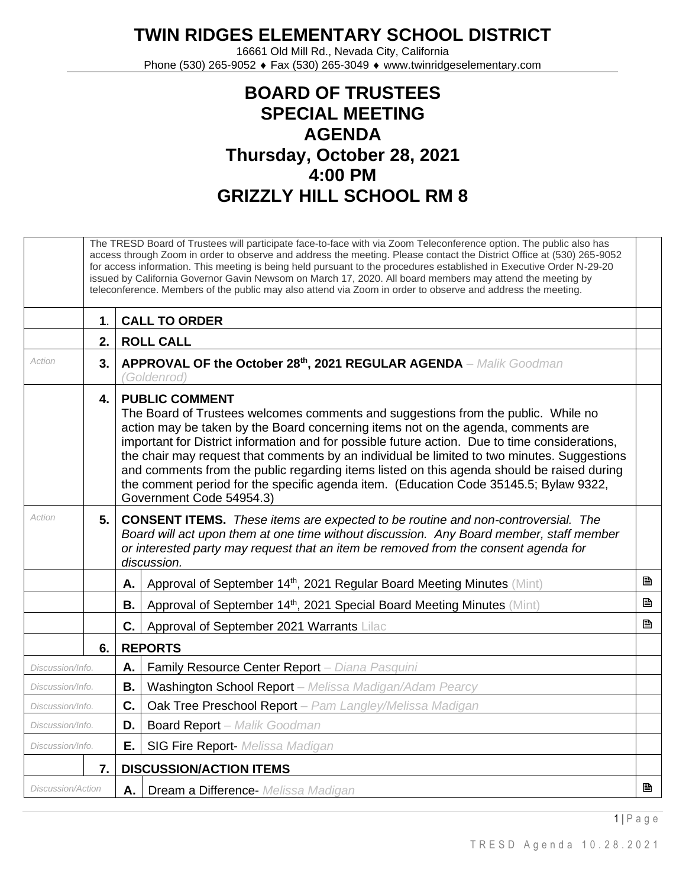# TWIN RIDGES ELEMENTARY SCHOOL DISTRICT

16661 Old Mill Rd., Nevada City, California
Phone (530) 265-9052 ♦ Fax (530) 265-3049 ♦ www.twinridgeselementary.com

## BOARD OF TRUSTEES
## SPECIAL MEETING
## AGENDA
## Thursday, October 28, 2021
## 4:00 PM
## GRIZZLY HILL SCHOOL RM 8

| | | | | |
|---|---|---|---|---|
| | The TRESD Board of Trustees will participate face-to-face with via Zoom Teleconference option. The public also has access through Zoom in order to observe and address the meeting. Please contact the District Office at (530) 265-9052 for access information. This meeting is being held pursuant to the procedures established in Executive Order N-29-20 issued by California Governor Gavin Newsom on March 17, 2020. All board members may attend the meeting by teleconference. Members of the public may also attend via Zoom in order to observe and address the meeting. | | | |
| | **1.** | **CALL TO ORDER** | | |
| | **2.** | **ROLL CALL** | | |
| *Action* | **3.** | **APPROVAL OF the October 28th, 2021 REGULAR AGENDA** – *Malik Goodman (Goldenrod)* | | |
| | **4.** | **PUBLIC COMMENT** The Board of Trustees welcomes comments and suggestions from the public. While no action may be taken by the Board concerning items not on the agenda, comments are important for District information and for possible future action. Due to time considerations, the chair may request that comments by an individual be limited to two minutes. Suggestions and comments from the public regarding items listed on this agenda should be raised during the comment period for the specific agenda item. (Education Code 35145.5; Bylaw 9322, Government Code 54954.3) | | |
| *Action* | **5.** | **CONSENT ITEMS.** *These items are expected to be routine and non-controversial. The Board will act upon them at one time without discussion. Any Board member, staff member or interested party may request that an item be removed from the consent agenda for discussion.* | | |
| | | **A.** | Approval of September 14th, 2021 Regular Board Meeting Minutes (Mint) | 🖹 |
| | | **B.** | Approval of September 14th, 2021 Special Board Meeting Minutes (Mint) | 🖹 |
| | | **C.** | Approval of September 2021 Warrants Lilac | 🖹 |
| | **6.** | **REPORTS** | | |
| *Discussion/Info.* | | **A.** | Family Resource Center Report – *Diana Pasquini* | |
| *Discussion/Info.* | | **B.** | Washington School Report – *Melissa Madigan/Adam Pearcy* | |
| *Discussion/Info.* | | **C.** | Oak Tree Preschool Report – *Pam Langley/Melissa Madigan* | |
| *Discussion/Info.* | | **D.** | Board Report – *Malik Goodman* | |
| *Discussion/Info.* | | **E.** | SIG Fire Report- *Melissa Madigan* | |
| | **7.** | **DISCUSSION/ACTION ITEMS** | | |
| *Discussion/Action* | | **A.** | Dream a Difference- *Melissa Madigan* | 🖹 |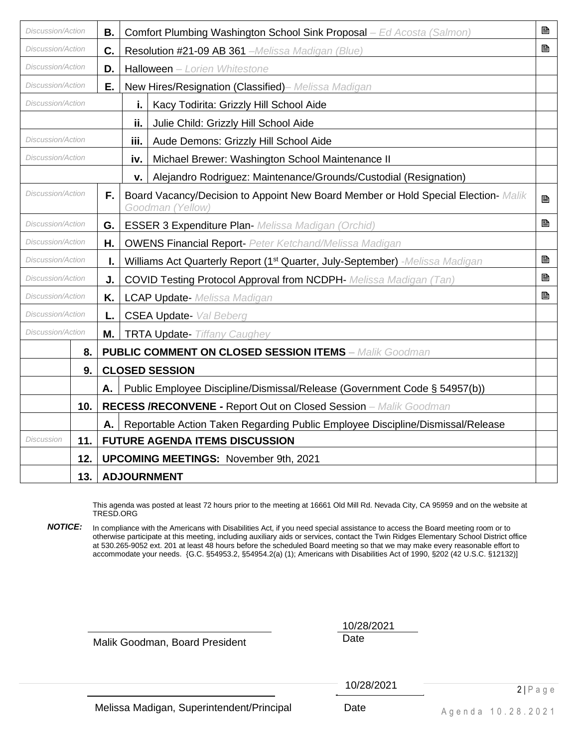| | | | | |
|---|---|---|---|---|
| *Discussion/Action* | | **B.** | Comfort Plumbing Washington School Sink Proposal – *Ed Acosta (Salmon)* | 🖹 |
| *Discussion/Action* | | **C.** | Resolution #21-09 AB 361 –*Melissa Madigan (Blue)* | 🖹 |
| *Discussion/Action* | | **D.** | Halloween – *Lorien Whitestone* | |
| *Discussion/Action* | | **E.** | New Hires/Resignation (Classified)– *Melissa Madigan* | |
| *Discussion/Action* | | | **i.** Kacy Todirita: Grizzly Hill School Aide | |
| | | | **ii.** Julie Child: Grizzly Hill School Aide | |
| *Discussion/Action* | | | **iii.** Aude Demons: Grizzly Hill School Aide | |
| *Discussion/Action* | | | **iv.** Michael Brewer: Washington School Maintenance II | |
| | | | **v.** Alejandro Rodriguez: Maintenance/Grounds/Custodial (Resignation) | |
| *Discussion/Action* | | **F.** | Board Vacancy/Decision to Appoint New Board Member or Hold Special Election- *Malik Goodman (Yellow)* | 🖹 |
| *Discussion/Action* | | **G.** | ESSER 3 Expenditure Plan- *Melissa Madigan (Orchid)* | 🖹 |
| *Discussion/Action* | | **H.** | OWENS Financial Report- *Peter Ketchand/Melissa Madigan* | |
| *Discussion/Action* | | **I.** | Williams Act Quarterly Report (1st Quarter, July-September) -*Melissa Madigan* | 🖹 |
| *Discussion/Action* | | **J.** | COVID Testing Protocol Approval from NCDPH- *Melissa Madigan (Tan)* | 🖹 |
| *Discussion/Action* | | **K.** | LCAP Update- *Melissa Madigan* | 🖹 |
| *Discussion/Action* | | **L.** | CSEA Update- *Val Beberg* | |
| *Discussion/Action* | | **M.** | TRTA Update- *Tiffany Caughey* | |
| | **8.** | | **PUBLIC COMMENT ON CLOSED SESSION ITEMS** – *Malik Goodman* | |
| | **9.** | | **CLOSED SESSION** | |
| | | **A.** | Public Employee Discipline/Dismissal/Release (Government Code § 54957(b)) | |
| | **10.** | | **RECESS /RECONVENE -** Report Out on Closed Session – *Malik Goodman* | |
| | | **A.** | Reportable Action Taken Regarding Public Employee Discipline/Dismissal/Release | |
| *Discussion* | **11.** | | **FUTURE AGENDA ITEMS DISCUSSION** | |
| | **12.** | | **UPCOMING MEETINGS:** November 9th, 2021 | |
| | **13.** | | **ADJOURNMENT** | |

This agenda was posted at least 72 hours prior to the meeting at 16661 Old Mill Rd. Nevada City, CA 95959 and on the website at TRESD.ORG

***NOTICE:*** In compliance with the Americans with Disabilities Act, if you need special assistance to access the Board meeting room or to otherwise participate at this meeting, including auxiliary aids or services, contact the Twin Ridges Elementary School District office at 530.265-9052 ext. 201 at least 48 hours before the scheduled Board meeting so that we may make every reasonable effort to accommodate your needs. {G.C. §54953.2, §54954.2(a) (1); Americans with Disabilities Act of 1990, §202 (42 U.S.C. §12132)]

\_\_\_\_\_\_\_\_\_\_\_\_\_\_\_\_\_\_\_\_\_\_\_\_\_\_\_\_\_\_ 10/28/2021

Malik Goodman, Board President Date

\_\_\_\_\_\_\_\_\_\_\_\_\_\_\_\_\_\_\_\_\_\_\_\_\_\_\_\_\_\_ 10/28/2021

Melissa Madigan, Superintendent/Principal Date